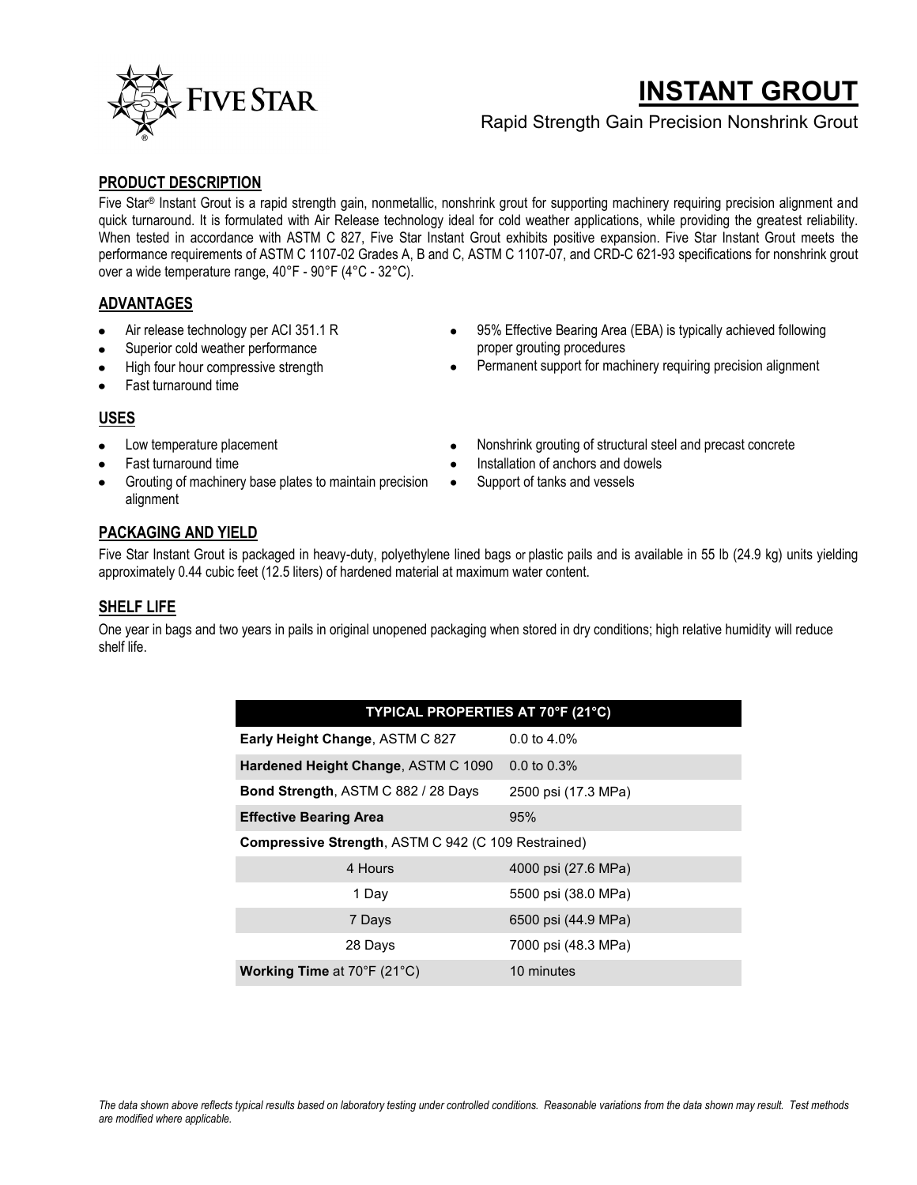# INSTANT GROUT

Rapid Strength Gain Precision Nonshrink Grout

## PRODUCT DESCRIPTION

Five Star® Instant Grout is a rapid strength gain, nonmetallic, nonshrink grout for supporting machinery requiring precision alignment and quick turnaround. It is formulated with Air Release technology ideal for cold weather applications, while providing the greatest reliability. When tested in accordance with ASTM C 827, Five Star Instant Grout exhibits positive expansion. Five Star Instant Grout meets the performance requirements of ASTM C 1107-02 Grades A, B and C, ASTM C 1107-07, and CRD-C 621-93 specifications for nonshrink grout over a wide temperature range, 40°F - 90°F (4°C - 32°C).

## ADVANTAGES

- Air release technology per ACI 351.1 R
- Superior cold weather performance
- High four hour compressive strength
- Fast turnaround time
- 95% Effective Bearing Area (EBA) is typically achieved following proper grouting procedures
- Permanent support for machinery requiring precision alignment

## USES

- Low temperature placement
- Fast turnaround time
- Grouting of machinery base plates to maintain precision alignment
- Nonshrink grouting of structural steel and precast concrete
- Installation of anchors and dowels
- Support of tanks and vessels

## PACKAGING AND YIELD

Five Star Instant Grout is packaged in heavy-duty, polyethylene lined bags or plastic pails and is available in 55 lb (24.9 kg) units yielding approximately 0.44 cubic feet (12.5 liters) of hardened material at maximum water content.

## SHELF LIFE

One year in bags and two years in pails in original unopened packaging when stored in dry conditions; high relative humidity will reduce shelf life.

| TYPICAL PROPERTIES AT 70°F (21°C) | |
|---|---|
| **Early Height Change**, ASTM C 827 | 0.0 to 4.0% |
| **Hardened Height Change**, ASTM C 1090 | 0.0 to 0.3% |
| **Bond Strength**, ASTM C 882 / 28 Days | 2500 psi (17.3 MPa) |
| **Effective Bearing Area** | 95% |
| **Compressive Strength**, ASTM C 942 (C 109 Restrained) | |
| 4 Hours | 4000 psi (27.6 MPa) |
| 1 Day | 5500 psi (38.0 MPa) |
| 7 Days | 6500 psi (44.9 MPa) |
| 28 Days | 7000 psi (48.3 MPa) |
| **Working Time** at 70°F (21°C) | 10 minutes |

*The data shown above reflects typical results based on laboratory testing under controlled conditions. Reasonable variations from the data shown may result. Test methods are modified where applicable.*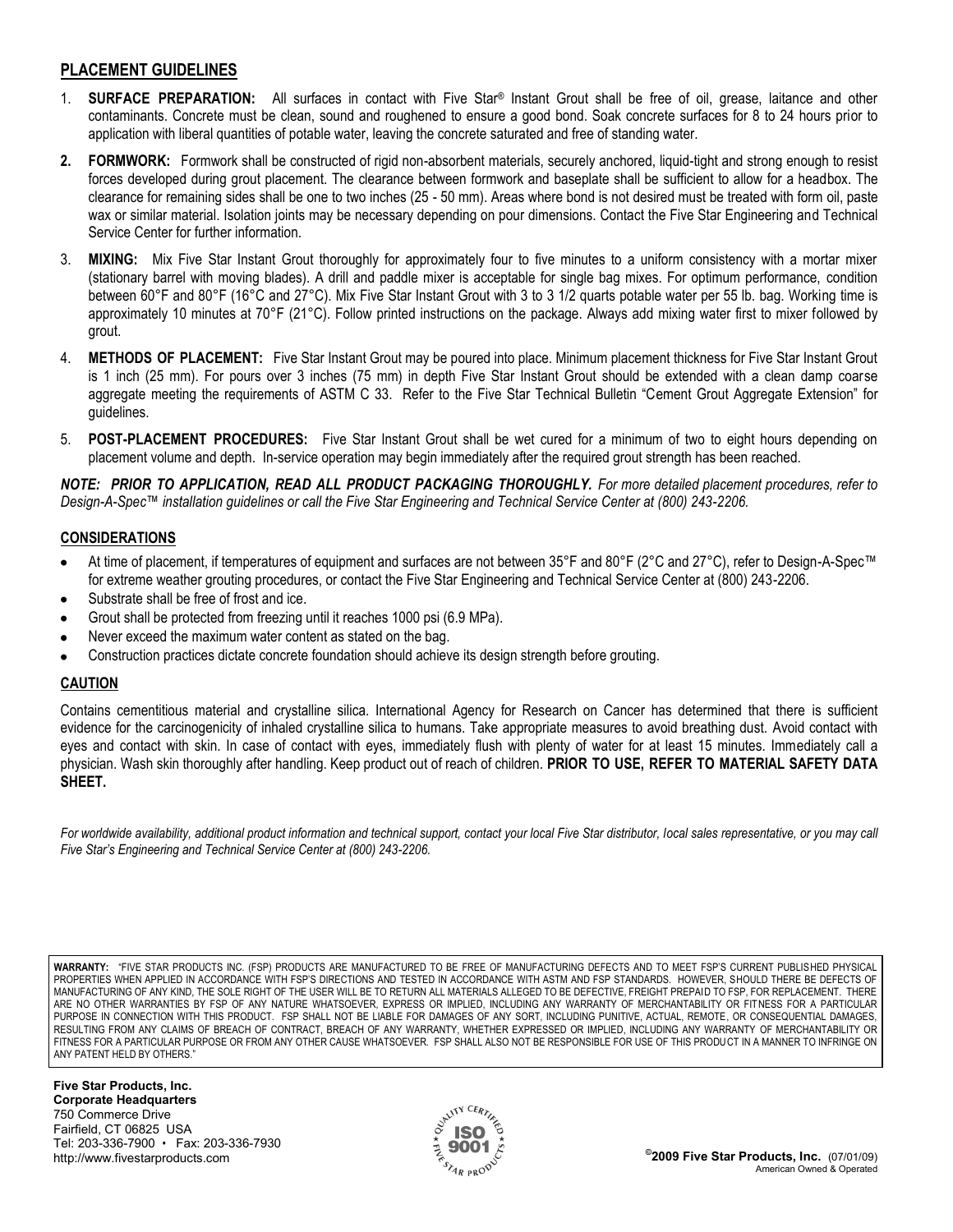## PLACEMENT GUIDELINES

1. **SURFACE PREPARATION:** All surfaces in contact with Five Star® Instant Grout shall be free of oil, grease, laitance and other contaminants. Concrete must be clean, sound and roughened to ensure a good bond. Soak concrete surfaces for 8 to 24 hours prior to application with liberal quantities of potable water, leaving the concrete saturated and free of standing water.

2. **FORMWORK:** Formwork shall be constructed of rigid non-absorbent materials, securely anchored, liquid-tight and strong enough to resist forces developed during grout placement. The clearance between formwork and baseplate shall be sufficient to allow for a headbox. The clearance for remaining sides shall be one to two inches (25 - 50 mm). Areas where bond is not desired must be treated with form oil, paste wax or similar material. Isolation joints may be necessary depending on pour dimensions. Contact the Five Star Engineering and Technical Service Center for further information.

3. **MIXING:** Mix Five Star Instant Grout thoroughly for approximately four to five minutes to a uniform consistency with a mortar mixer (stationary barrel with moving blades). A drill and paddle mixer is acceptable for single bag mixes. For optimum performance, condition between 60°F and 80°F (16°C and 27°C). Mix Five Star Instant Grout with 3 to 3 1/2 quarts potable water per 55 lb. bag. Working time is approximately 10 minutes at 70°F (21°C). Follow printed instructions on the package. Always add mixing water first to mixer followed by grout.

4. **METHODS OF PLACEMENT:** Five Star Instant Grout may be poured into place. Minimum placement thickness for Five Star Instant Grout is 1 inch (25 mm). For pours over 3 inches (75 mm) in depth Five Star Instant Grout should be extended with a clean damp coarse aggregate meeting the requirements of ASTM C 33. Refer to the Five Star Technical Bulletin "Cement Grout Aggregate Extension" for guidelines.

5. **POST-PLACEMENT PROCEDURES:** Five Star Instant Grout shall be wet cured for a minimum of two to eight hours depending on placement volume and depth. In-service operation may begin immediately after the required grout strength has been reached.

***NOTE: PRIOR TO APPLICATION, READ ALL PRODUCT PACKAGING THOROUGHLY.*** *For more detailed placement procedures, refer to Design-A-Spec™ installation guidelines or call the Five Star Engineering and Technical Service Center at (800) 243-2206.*

## CONSIDERATIONS

- At time of placement, if temperatures of equipment and surfaces are not between 35°F and 80°F (2°C and 27°C), refer to Design-A-Spec™ for extreme weather grouting procedures, or contact the Five Star Engineering and Technical Service Center at (800) 243-2206.
- Substrate shall be free of frost and ice.
- Grout shall be protected from freezing until it reaches 1000 psi (6.9 MPa).
- Never exceed the maximum water content as stated on the bag.
- Construction practices dictate concrete foundation should achieve its design strength before grouting.

## CAUTION

Contains cementitious material and crystalline silica. International Agency for Research on Cancer has determined that there is sufficient evidence for the carcinogenicity of inhaled crystalline silica to humans. Take appropriate measures to avoid breathing dust. Avoid contact with eyes and contact with skin. In case of contact with eyes, immediately flush with plenty of water for at least 15 minutes. Immediately call a physician. Wash skin thoroughly after handling. Keep product out of reach of children. **PRIOR TO USE, REFER TO MATERIAL SAFETY DATA SHEET.**

*For worldwide availability, additional product information and technical support, contact your local Five Star distributor, local sales representative, or you may call Five Star's Engineering and Technical Service Center at (800) 243-2206.*

**WARRANTY:** "FIVE STAR PRODUCTS INC. (FSP) PRODUCTS ARE MANUFACTURED TO BE FREE OF MANUFACTURING DEFECTS AND TO MEET FSP'S CURRENT PUBLISHED PHYSICAL PROPERTIES WHEN APPLIED IN ACCORDANCE WITH FSP'S DIRECTIONS AND TESTED IN ACCORDANCE WITH ASTM AND FSP STANDARDS. HOWEVER, SHOULD THERE BE DEFECTS OF MANUFACTURING OF ANY KIND, THE SOLE RIGHT OF THE USER WILL BE TO RETURN ALL MATERIALS ALLEGED TO BE DEFECTIVE, FREIGHT PREPAID TO FSP, FOR REPLACEMENT. THERE ARE NO OTHER WARRANTIES BY FSP OF ANY NATURE WHATSOEVER, EXPRESS OR IMPLIED, INCLUDING ANY WARRANTY OF MERCHANTABILITY OR FITNESS FOR A PARTICULAR PURPOSE IN CONNECTION WITH THIS PRODUCT. FSP SHALL NOT BE LIABLE FOR DAMAGES OF ANY SORT, INCLUDING PUNITIVE, ACTUAL, REMOTE, OR CONSEQUENTIAL DAMAGES, RESULTING FROM ANY CLAIMS OF BREACH OF CONTRACT, BREACH OF ANY WARRANTY, WHETHER EXPRESSED OR IMPLIED, INCLUDING ANY WARRANTY OF MERCHANTABILITY OR FITNESS FOR A PARTICULAR PURPOSE OR FROM ANY OTHER CAUSE WHATSOEVER. FSP SHALL ALSO NOT BE RESPONSIBLE FOR USE OF THIS PRODUCT IN A MANNER TO INFRINGE ON ANY PATENT HELD BY OTHERS."

**Five Star Products, Inc.**
**Corporate Headquarters**
750 Commerce Drive
Fairfield, CT 06825 USA
Tel: 203-336-7900 • Fax: 203-336-7930
http://www.fivestarproducts.com

QUALITY CERTIFIED ISO 9001 FIVE STAR PRODUCTS

**©2009 Five Star Products, Inc.** (07/01/09)
American Owned & Operated